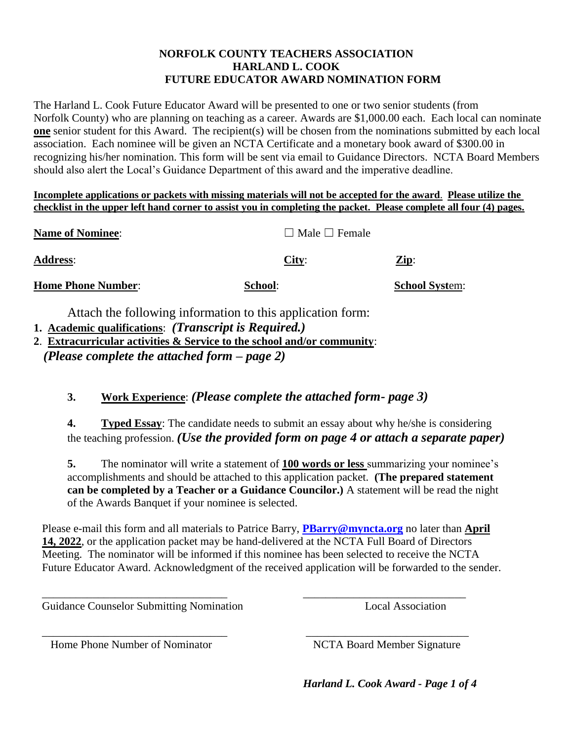# NORFOLK COUNTY TEACHERS ASSOCIATION
# HARLAND L. COOK
# FUTURE EDUCATOR AWARD NOMINATION FORM

The Harland L. Cook Future Educator Award will be presented to one or two senior students (from Norfolk County) who are planning on teaching as a career. Awards are $1,000.00 each. Each local can nominate **one** senior student for this Award. The recipient(s) will be chosen from the nominations submitted by each local association. Each nominee will be given an NCTA Certificate and a monetary book award of $300.00 in recognizing his/her nomination. This form will be sent via email to Guidance Directors. NCTA Board Members should also alert the Local's Guidance Department of this award and the imperative deadline.

**Incomplete applications or packets with missing materials will not be accepted for the award. Please utilize the checklist in the upper left hand corner to assist you in completing the packet. Please complete all four (4) pages.**

**Name of Nominee**: ☐ Male ☐ Female

**Address**: **City**: **Zip**:

**Home Phone Number**: **School**: **School System**:

Attach the following information to this application form:

1. **Academic qualifications**: ***(Transcript is Required.)***
2. **Extracurricular activities & Service to the school and/or community**: ***(Please complete the attached form – page 2)***
3. **Work Experience**: ***(Please complete the attached form- page 3)***
4. **Typed Essay**: The candidate needs to submit an essay about why he/she is considering the teaching profession. ***(Use the provided form on page 4 or attach a separate paper)***
5. The nominator will write a statement of **100 words or less** summarizing your nominee's accomplishments and should be attached to this application packet. **(The prepared statement can be completed by a Teacher or a Guidance Councilor.)** A statement will be read the night of the Awards Banquet if your nominee is selected.

Please e-mail this form and all materials to Patrice Barry, **PBarry@myncta.org** no later than **April 14, 2022**, or the application packet may be hand-delivered at the NCTA Full Board of Directors Meeting. The nominator will be informed if this nominee has been selected to receive the NCTA Future Educator Award. Acknowledgment of the received application will be forwarded to the sender.

_________________________________ Guidance Counselor Submitting Nomination

_________________________________ Local Association

_________________________________ Home Phone Number of Nominator

_________________________________ NCTA Board Member Signature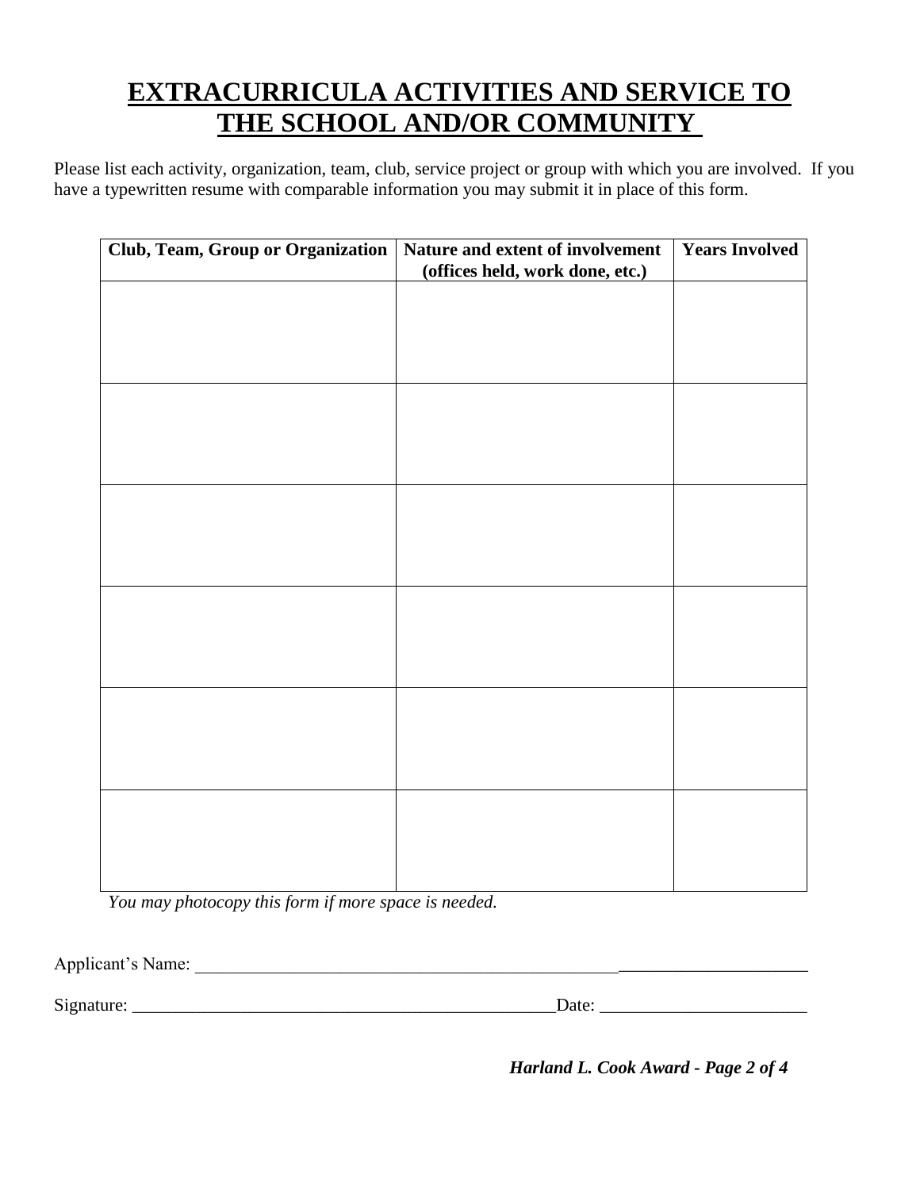# EXTRACURRICULA ACTIVITIES AND SERVICE TO THE SCHOOL AND/OR COMMUNITY

Please list each activity, organization, team, club, service project or group with which you are involved. If you have a typewritten resume with comparable information you may submit it in place of this form.

| Club, Team, Group or Organization | Nature and extent of involvement (offices held, work done, etc.) | Years Involved |
|---|---|---|
| | | |
| | | |
| | | |
| | | |
| | | |
| | | |

*You may photocopy this form if more space is needed.*

Applicant's Name: ______________________________________________________________________

Signature: _________________________________________________Date: _______________________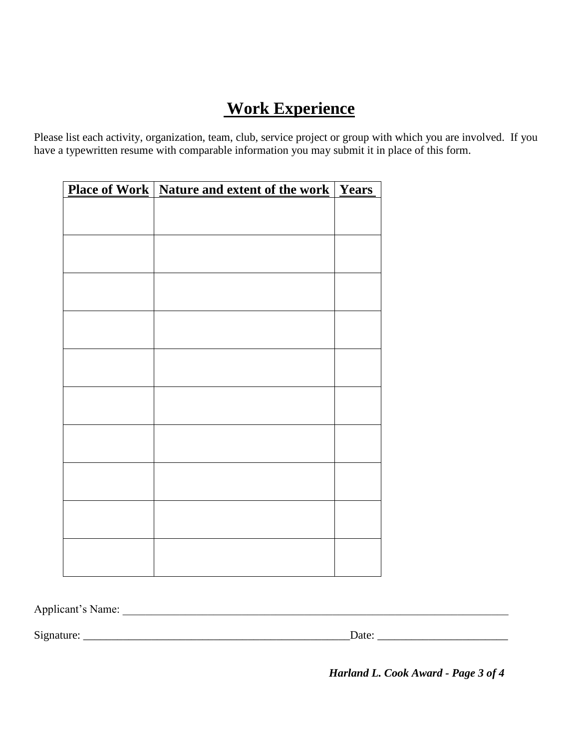# Work Experience

Please list each activity, organization, team, club, service project or group with which you are involved. If you have a typewritten resume with comparable information you may submit it in place of this form.

| Place of Work | Nature and extent of the work | Years |
|---|---|---|
| | | |
| | | |
| | | |
| | | |
| | | |
| | | |
| | | |
| | | |
| | | |
| | | |

Applicant's Name: ___________________________________________________________________________

Signature: ____________________________________________________Date: _______________________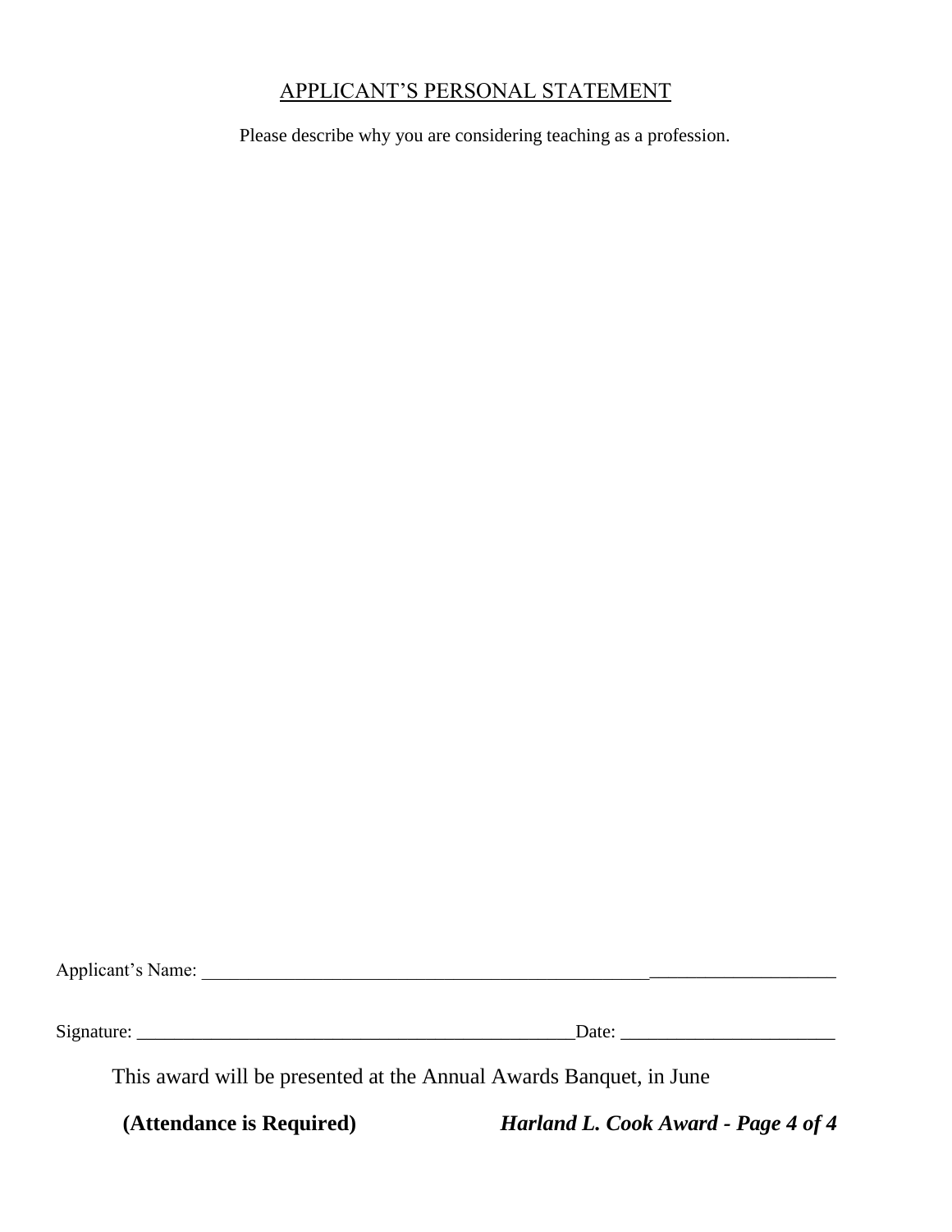## APPLICANT'S PERSONAL STATEMENT

Please describe why you are considering teaching as a profession.

Applicant's Name: ________________________________________________________________________

Signature: ________________________________________________Date: _______________________

This award will be presented at the Annual Awards Banquet, in June

**(Attendance is Required)**